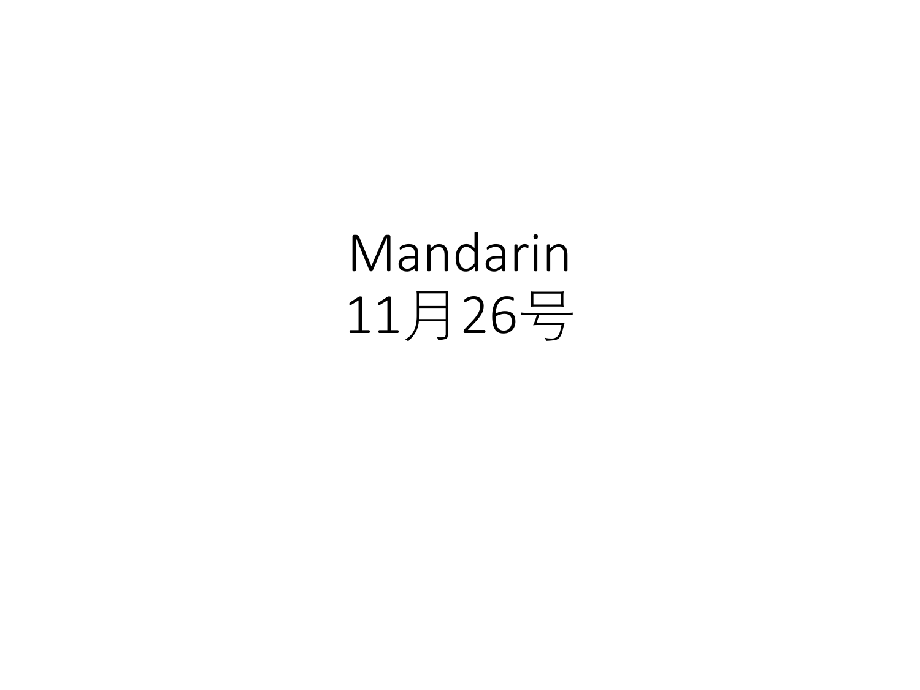# Mandarin
# 11月26号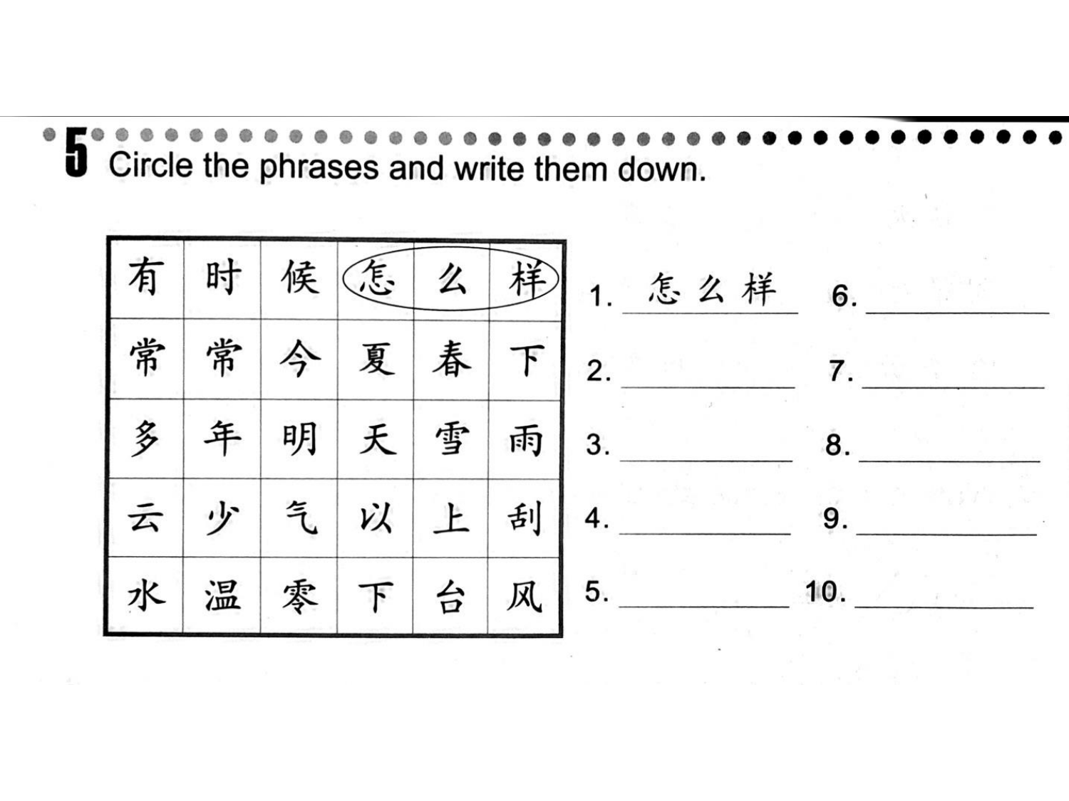## 5 Circle the phrases and write them down.

| | | | | | |
|---|---|---|---|---|---|
| 有 | 时 | 候 | 怎 | 么 | 样 |
| 常 | 常 | 今 | 夏 | 春 | 下 |
| 多 | 年 | 明 | 天 | 雪 | 雨 |
| 云 | 少 | 气 | 以 | 上 | 刮 |
| 水 | 温 | 零 | 下 | 台 | 风 |

1. 怎么样
2. ______
3. ______
4. ______
5. ______
6. ______
7. ______
8. ______
9. ______
10. ______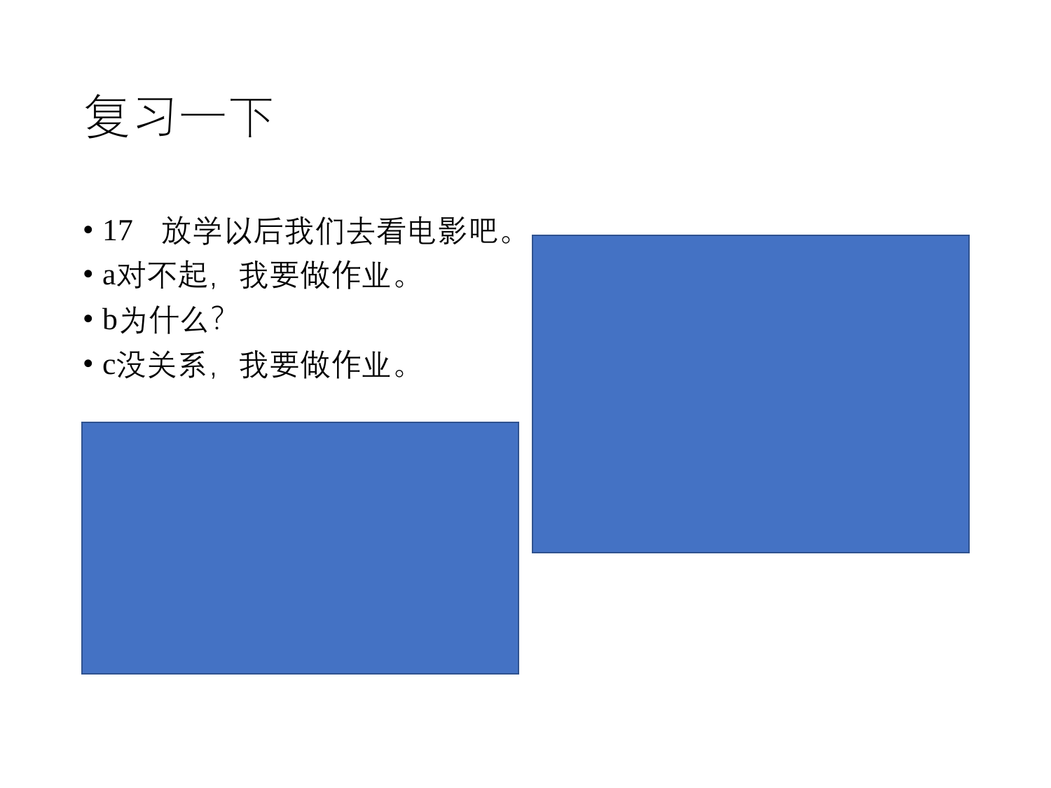# 复习一下

- 17　放学以后我们去看电影吧。
- a对不起，我要做作业。
- b为什么？
- c没关系，我要做作业。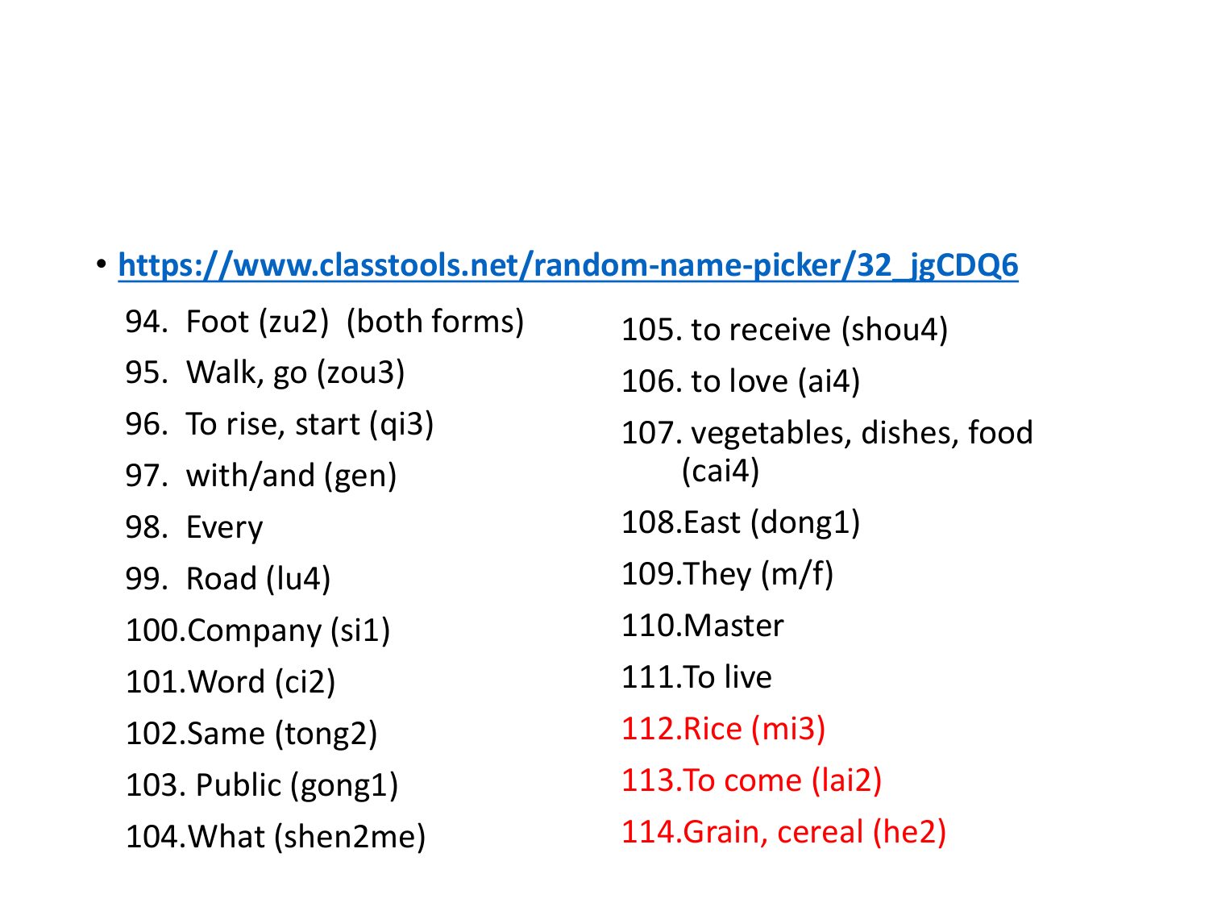- https://www.classtools.net/random-name-picker/32_jgCDQ6

94. Foot (zu2) (both forms)
95. Walk, go (zou3)
96. To rise, start (qi3)
97. with/and (gen)
98. Every
99. Road (lu4)
100. Company (si1)
101. Word (ci2)
102. Same (tong2)
103. Public (gong1)
104. What (shen2me)
105. to receive (shou4)
106. to love (ai4)
107. vegetables, dishes, food (cai4)
108. East (dong1)
109. They (m/f)
110. Master
111. To live
112. Rice (mi3)
113. To come (lai2)
114. Grain, cereal (he2)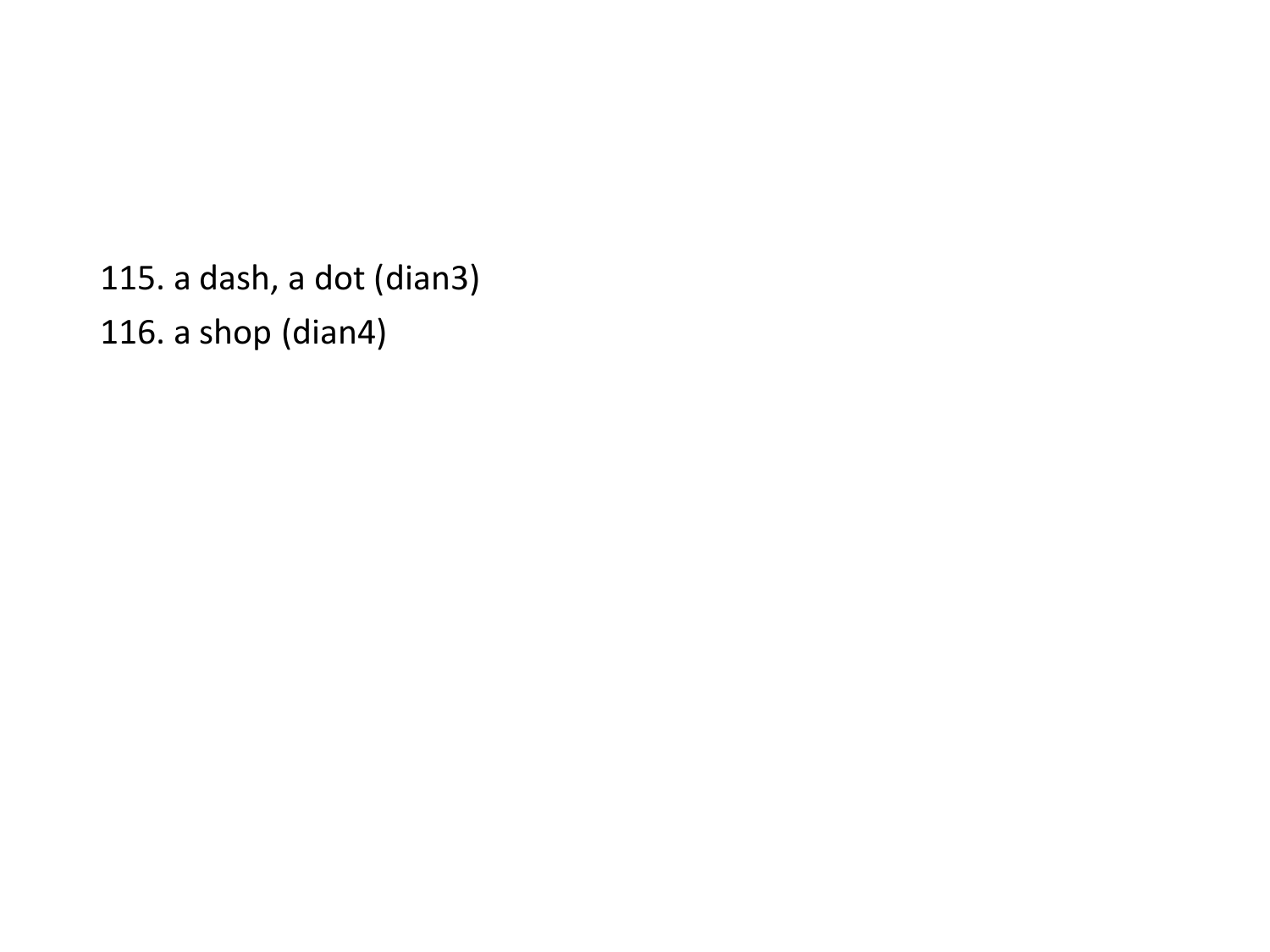115. a dash, a dot (dian3)

116. a shop (dian4)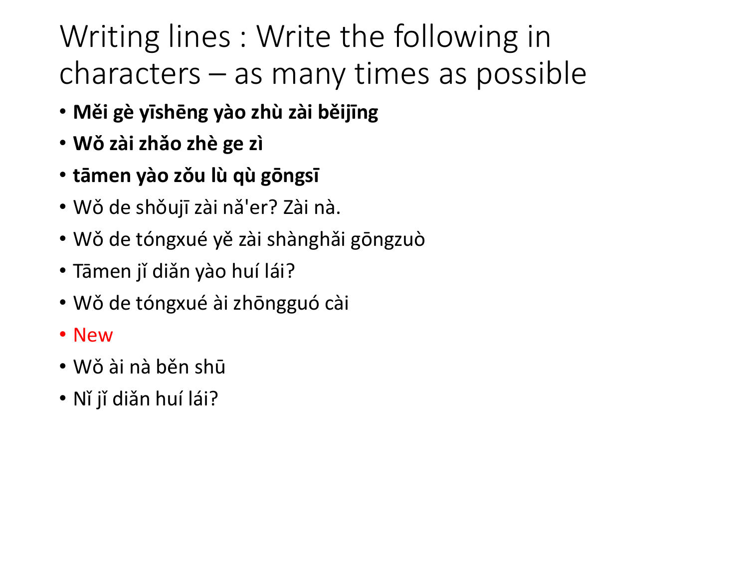# Writing lines : Write the following in characters – as many times as possible

- **Měi gè yīshēng yào zhù zài běijīng**
- **Wǒ zài zhǎo zhè ge zì**
- **tāmen yào zǒu lù qù gōngsī**
- Wǒ de shǒujī zài nǎ'er? Zài nà.
- Wǒ de tóngxué yě zài shànghǎi gōngzuò
- Tāmen jǐ diǎn yào huí lái?
- Wǒ de tóngxué ài zhōngguó cài
- New
- Wǒ ài nà běn shū
- Nǐ jǐ diǎn huí lái?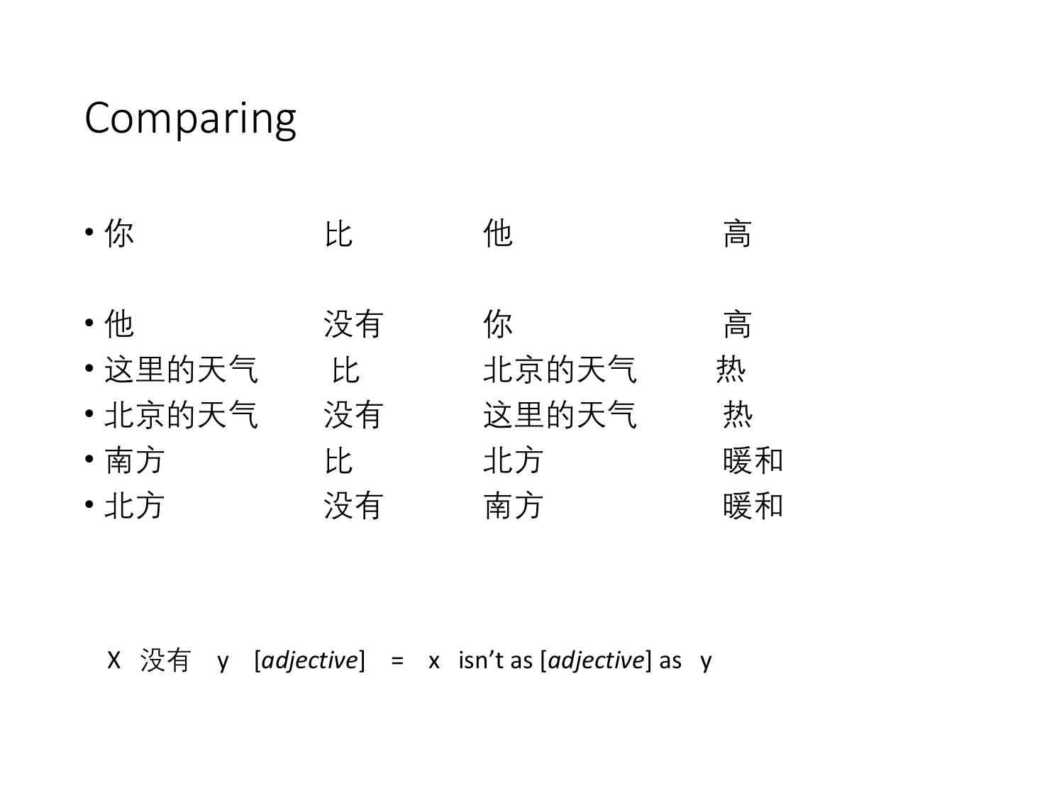# Comparing

- 你 比 他 高

- 他 没有 你 高
- 这里的天气 比 北京的天气 热
- 北京的天气 没有 这里的天气 热
- 南方 比 北方 暖和
- 北方 没有 南方 暖和

X 没有 y [*adjective*] = x isn't as [*adjective*] as y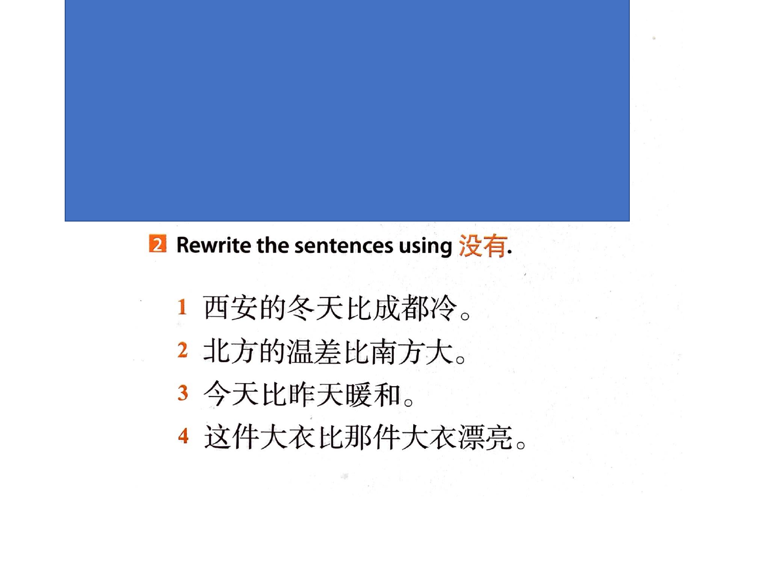**2** Rewrite the sentences using 没有.

1. 西安的冬天比成都冷。
2. 北方的温差比南方大。
3. 今天比昨天暖和。
4. 这件大衣比那件大衣漂亮。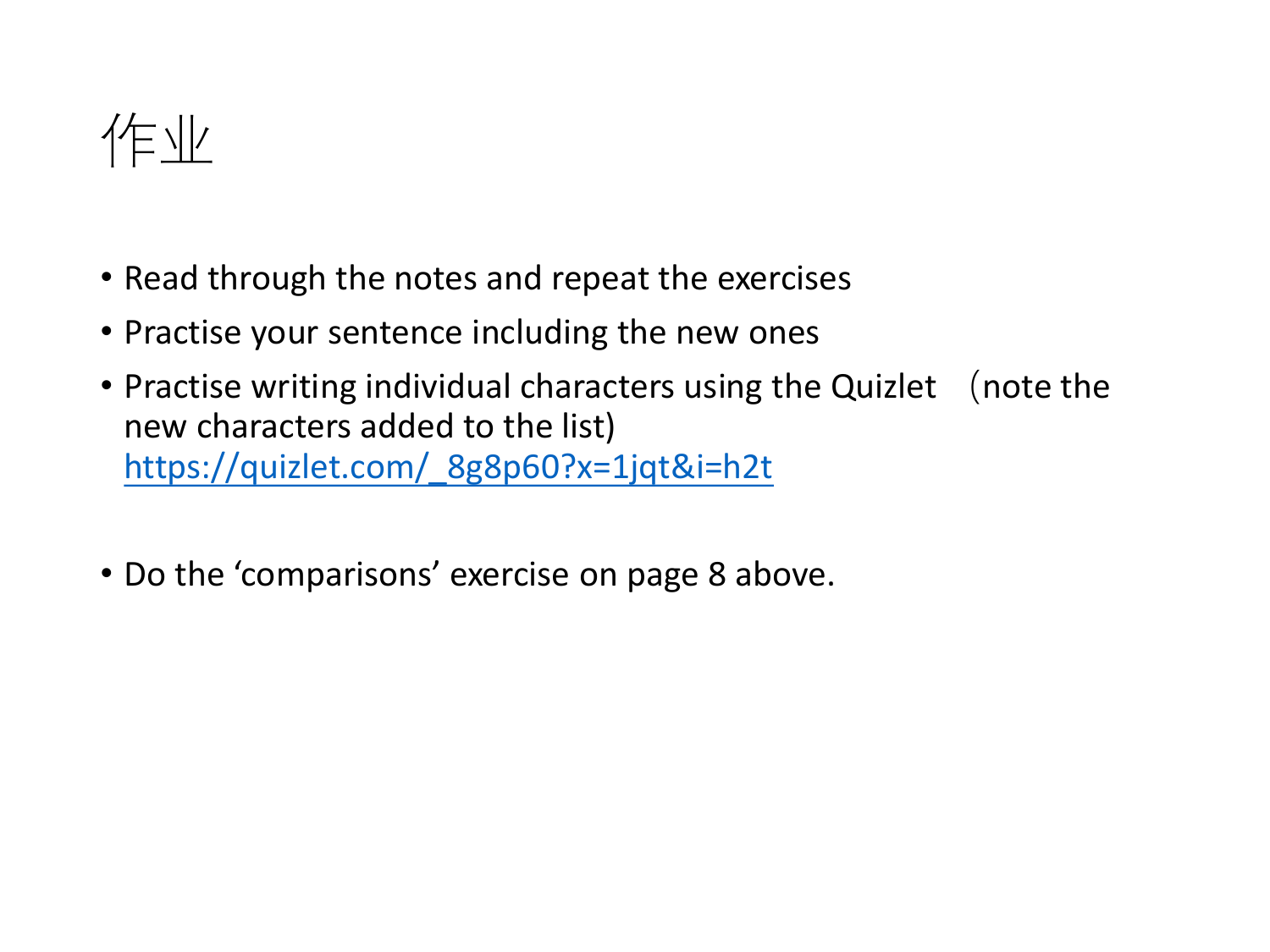# 作业

- Read through the notes and repeat the exercises
- Practise your sentence including the new ones
- Practise writing individual characters using the Quizlet （note the new characters added to the list) https://quizlet.com/_8g8p60?x=1jqt&i=h2t
- Do the ‘comparisons’ exercise on page 8 above.